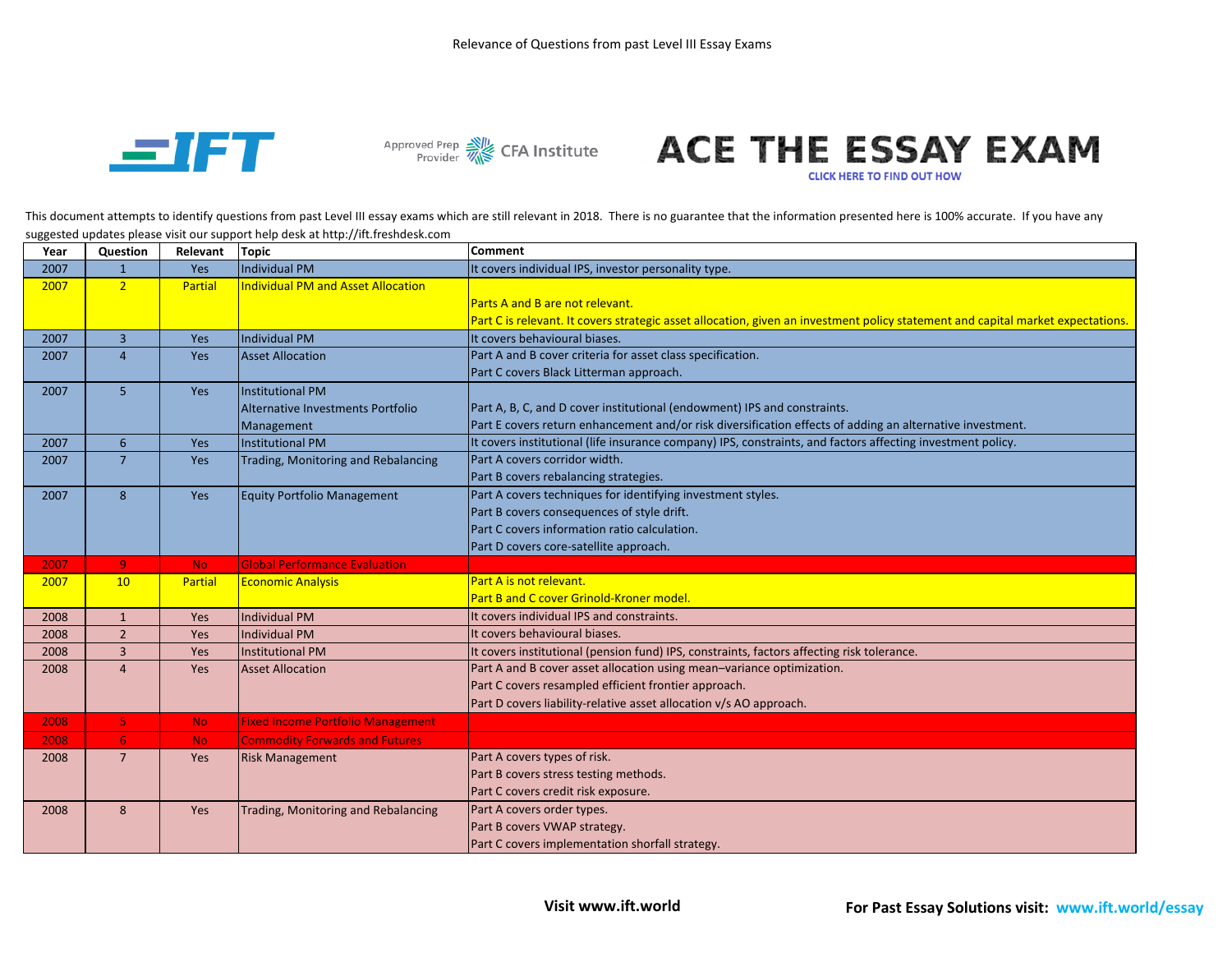# Relevance of Questions from past Level III Essay Exams

ACE THE ESSAY EXAM
CLICK HERE TO FIND OUT HOW

This document attempts to identify questions from past Level III essay exams which are still relevant in 2018. There is no guarantee that the information presented here is 100% accurate. If you have any suggested updates please visit our support help desk at http://ift.freshdesk.com

| Year | Question | Relevant | Topic | Comment |
|---|---|---|---|---|
| 2007 | 1 | Yes | Individual PM | It covers individual IPS, investor personality type. |
| 2007 | 2 | Partial | Individual PM and Asset Allocation | Parts A and B are not relevant.<br>Part C is relevant. It covers strategic asset allocation, given an investment policy statement and capital market expectations. |
| 2007 | 3 | Yes | Individual PM | It covers behavioural biases. |
| 2007 | 4 | Yes | Asset Allocation | Part A and B cover criteria for asset class specification.<br>Part C covers Black Litterman approach. |
| 2007 | 5 | Yes | Institutional PM<br>Alternative Investments Portfolio Management | Part A, B, C, and D cover institutional (endowment) IPS and constraints.<br>Part E covers return enhancement and/or risk diversification effects of adding an alternative investment. |
| 2007 | 6 | Yes | Institutional PM | It covers institutional (life insurance company) IPS, constraints, and factors affecting investment policy. |
| 2007 | 7 | Yes | Trading, Monitoring and Rebalancing | Part A covers corridor width.<br>Part B covers rebalancing strategies. |
| 2007 | 8 | Yes | Equity Portfolio Management | Part A covers techniques for identifying investment styles.<br>Part B covers consequences of style drift.<br>Part C covers information ratio calculation.<br>Part D covers core-satellite approach. |
| 2007 | 9 | No | Global Performance Evaluation | |
| 2007 | 10 | Partial | Economic Analysis | Part A is not relevant.<br>Part B and C cover Grinold-Kroner model. |
| 2008 | 1 | Yes | Individual PM | It covers individual IPS and constraints. |
| 2008 | 2 | Yes | Individual PM | It covers behavioural biases. |
| 2008 | 3 | Yes | Institutional PM | It covers institutional (pension fund) IPS, constraints, factors affecting risk tolerance. |
| 2008 | 4 | Yes | Asset Allocation | Part A and B cover asset allocation using mean–variance optimization.<br>Part C covers resampled efficient frontier approach.<br>Part D covers liability-relative asset allocation v/s AO approach. |
| 2008 | 5 | No | Fixed Income Portfolio Management | |
| 2008 | 6 | No | Commodity Forwards and Futures | |
| 2008 | 7 | Yes | Risk Management | Part A covers types of risk.<br>Part B covers stress testing methods.<br>Part C covers credit risk exposure. |
| 2008 | 8 | Yes | Trading, Monitoring and Rebalancing | Part A covers order types.<br>Part B covers VWAP strategy.<br>Part C covers implementation shorfall strategy. |

**Visit www.ift.world**

**For Past Essay Solutions visit: www.ift.world/essay**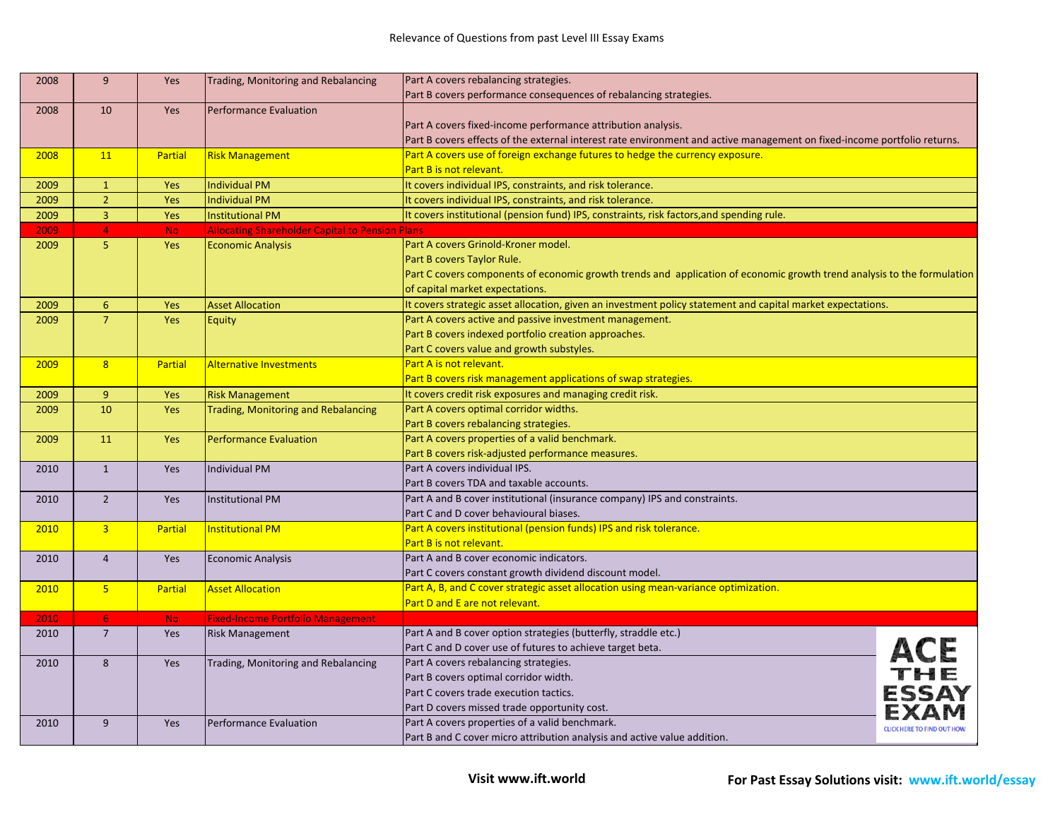Relevance of Questions from past Level III Essay Exams

| | | | | |
|---|---|---|---|---|
| 2008 | 9 | Yes | Trading, Monitoring and Rebalancing | Part A covers rebalancing strategies.<br>Part B covers performance consequences of rebalancing strategies. |
| 2008 | 10 | Yes | Performance Evaluation | Part A covers fixed-income performance attribution analysis.<br>Part B covers effects of the external interest rate environment and active management on fixed-income portfolio returns. |
| 2008 | 11 | Partial | Risk Management | Part A covers use of foreign exchange futures to hedge the currency exposure.<br>Part B is not relevant. |
| 2009 | 1 | Yes | Individual PM | It covers individual IPS, constraints, and risk tolerance. |
| 2009 | 2 | Yes | Individual PM | It covers individual IPS, constraints, and risk tolerance. |
| 2009 | 3 | Yes | Institutional PM | It covers institutional (pension fund) IPS, constraints, risk factors,and spending rule. |
| 2009 | 4 | No | Allocating Shareholder Capital to Pension Plans | |
| 2009 | 5 | Yes | Economic Analysis | Part A covers Grinold-Kroner model.<br>Part B covers Taylor Rule.<br>Part C covers components of economic growth trends and application of economic growth trend analysis to the formulation of capital market expectations. |
| 2009 | 6 | Yes | Asset Allocation | It covers strategic asset allocation, given an investment policy statement and capital market expectations. |
| 2009 | 7 | Yes | Equity | Part A covers active and passive investment management.<br>Part B covers indexed portfolio creation approaches.<br>Part C covers value and growth substyles. |
| 2009 | 8 | Partial | Alternative Investments | Part A is not relevant.<br>Part B covers risk management applications of swap strategies. |
| 2009 | 9 | Yes | Risk Management | It covers credit risk exposures and managing credit risk. |
| 2009 | 10 | Yes | Trading, Monitoring and Rebalancing | Part A covers optimal corridor widths.<br>Part B covers rebalancing strategies. |
| 2009 | 11 | Yes | Performance Evaluation | Part A covers properties of a valid benchmark.<br>Part B covers risk-adjusted performance measures. |
| 2010 | 1 | Yes | Individual PM | Part A covers individual IPS.<br>Part B covers TDA and taxable accounts. |
| 2010 | 2 | Yes | Institutional PM | Part A and B cover institutional (insurance company) IPS and constraints.<br>Part C and D cover behavioural biases. |
| 2010 | 3 | Partial | Institutional PM | Part A covers institutional (pension funds) IPS and risk tolerance.<br>Part B is not relevant. |
| 2010 | 4 | Yes | Economic Analysis | Part A and B cover economic indicators.<br>Part C covers constant growth dividend discount model. |
| 2010 | 5 | Partial | Asset Allocation | Part A, B, and C cover strategic asset allocation using mean-variance optimization.<br>Part D and E are not relevant. |
| 2010 | 6 | No | Fixed-Income Portfolio Management | |
| 2010 | 7 | Yes | Risk Management | Part A and B cover option strategies (butterfly, straddle etc.)<br>Part C and D cover use of futures to achieve target beta. |
| 2010 | 8 | Yes | Trading, Monitoring and Rebalancing | Part A covers rebalancing strategies.<br>Part B covers optimal corridor width.<br>Part C covers trade execution tactics.<br>Part D covers missed trade opportunity cost. |
| 2010 | 9 | Yes | Performance Evaluation | Part A covers properties of a valid benchmark.<br>Part B and C cover micro attribution analysis and active value addition. |

ACE THE ESSAY EXAM
CLICK HERE TO FIND OUT HOW

**Visit www.ift.world** **For Past Essay Solutions visit: www.ift.world/essay**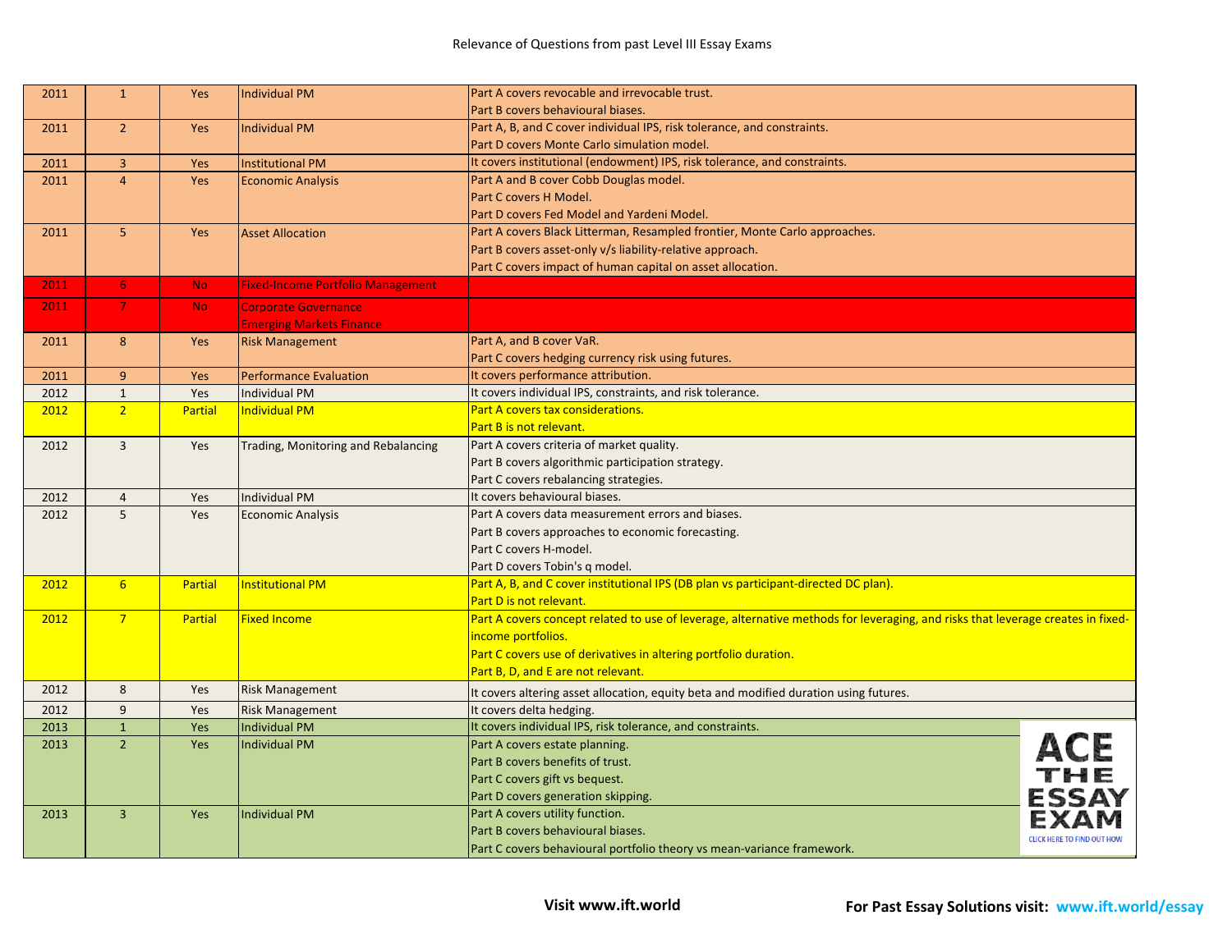Relevance of Questions from past Level III Essay Exams

| Year | Question | Relevant | Topic | Comments |
|---|---|---|---|---|
| 2011 | 1 | Yes | Individual PM | Part A covers revocable and irrevocable trust.<br>Part B covers behavioural biases. |
| 2011 | 2 | Yes | Individual PM | Part A, B, and C cover individual IPS, risk tolerance, and constraints.<br>Part D covers Monte Carlo simulation model. |
| 2011 | 3 | Yes | Institutional PM | It covers institutional (endowment) IPS, risk tolerance, and constraints. |
| 2011 | 4 | Yes | Economic Analysis | Part A and B cover Cobb Douglas model.<br>Part C covers H Model.<br>Part D covers Fed Model and Yardeni Model. |
| 2011 | 5 | Yes | Asset Allocation | Part A covers Black Litterman, Resampled frontier, Monte Carlo approaches.<br>Part B covers asset-only v/s liability-relative approach.<br>Part C covers impact of human capital on asset allocation. |
| 2011 | 6 | No | Fixed-Income Portfolio Management | |
| 2011 | 7 | No | Corporate Governance<br>Emerging Markets Finance | |
| 2011 | 8 | Yes | Risk Management | Part A, and B cover VaR.<br>Part C covers hedging currency risk using futures. |
| 2011 | 9 | Yes | Performance Evaluation | It covers performance attribution. |
| 2012 | 1 | Yes | Individual PM | It covers individual IPS, constraints, and risk tolerance. |
| 2012 | 2 | Partial | Individual PM | Part A covers tax considerations.<br>Part B is not relevant. |
| 2012 | 3 | Yes | Trading, Monitoring and Rebalancing | Part A covers criteria of market quality.<br>Part B covers algorithmic participation strategy.<br>Part C covers rebalancing strategies. |
| 2012 | 4 | Yes | Individual PM | It covers behavioural biases. |
| 2012 | 5 | Yes | Economic Analysis | Part A covers data measurement errors and biases.<br>Part B covers approaches to economic forecasting.<br>Part C covers H-model.<br>Part D covers Tobin's q model. |
| 2012 | 6 | Partial | Institutional PM | Part A, B, and C cover institutional IPS (DB plan vs participant-directed DC plan).<br>Part D is not relevant. |
| 2012 | 7 | Partial | Fixed Income | Part A covers concept related to use of leverage, alternative methods for leveraging, and risks that leverage creates in fixed-income portfolios.<br>Part C covers use of derivatives in altering portfolio duration.<br>Part B, D, and E are not relevant. |
| 2012 | 8 | Yes | Risk Management | It covers altering asset allocation, equity beta and modified duration using futures. |
| 2012 | 9 | Yes | Risk Management | It covers delta hedging. |
| 2013 | 1 | Yes | Individual PM | It covers individual IPS, risk tolerance, and constraints. |
| 2013 | 2 | Yes | Individual PM | Part A covers estate planning.<br>Part B covers benefits of trust.<br>Part C covers gift vs bequest.<br>Part D covers generation skipping. |
| 2013 | 3 | Yes | Individual PM | Part A covers utility function.<br>Part B covers behavioural biases.<br>Part C covers behavioural portfolio theory vs mean-variance framework. |

ACE THE ESSAY EXAM
CLICK HERE TO FIND OUT HOW

**Visit www.ift.world**

**For Past Essay Solutions visit: www.ift.world/essay**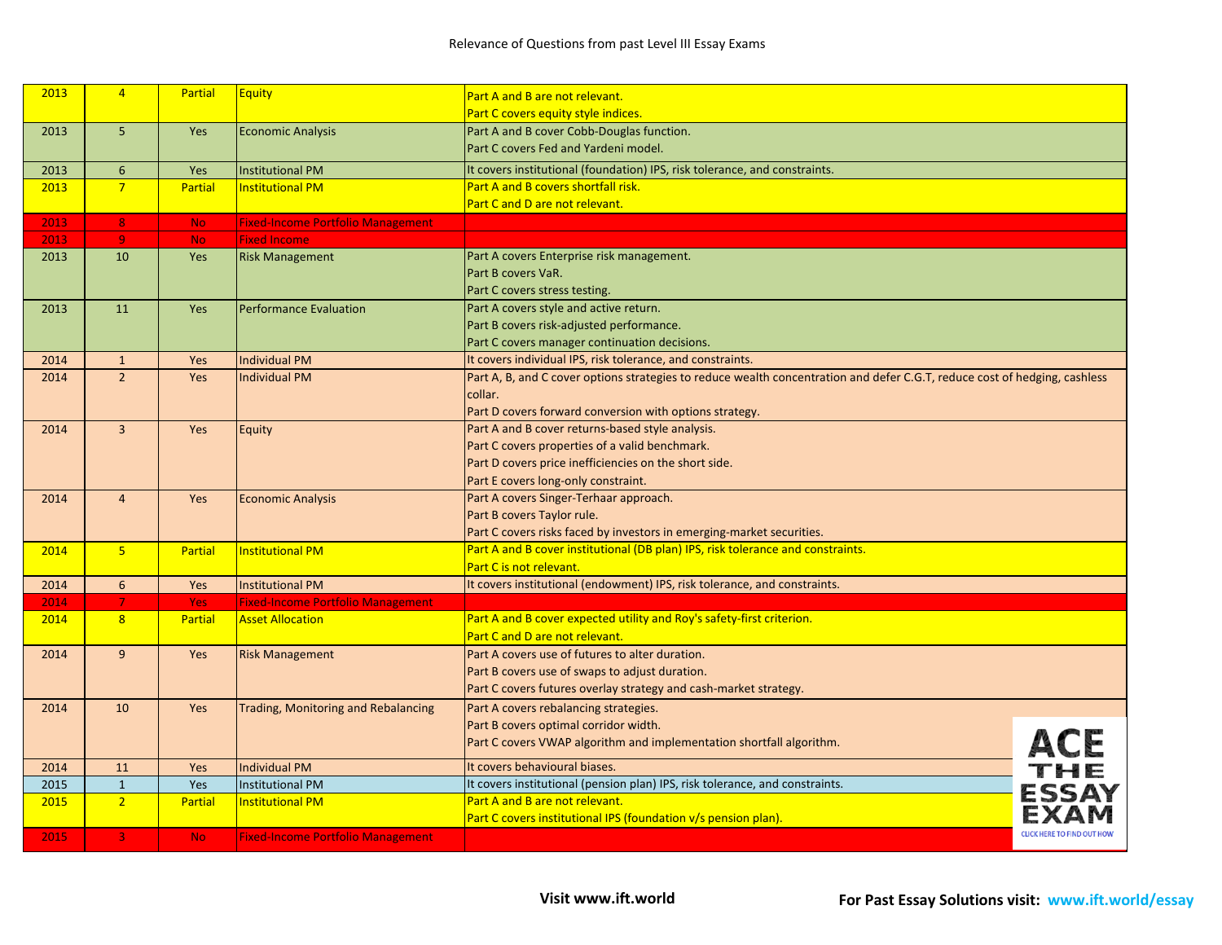# Relevance of Questions from past Level III Essay Exams

| | | | | |
|---|---|---|---|---|
| 2013 | 4 | Partial | Equity | Part A and B are not relevant.<br>Part C covers equity style indices. |
| 2013 | 5 | Yes | Economic Analysis | Part A and B cover Cobb-Douglas function.<br>Part C covers Fed and Yardeni model. |
| 2013 | 6 | Yes | Institutional PM | It covers institutional (foundation) IPS, risk tolerance, and constraints. |
| 2013 | 7 | Partial | Institutional PM | Part A and B covers shortfall risk.<br>Part C and D are not relevant. |
| 2013 | 8 | No | Fixed-Income Portfolio Management | |
| 2013 | 9 | No | Fixed Income | |
| 2013 | 10 | Yes | Risk Management | Part A covers Enterprise risk management.<br>Part B covers VaR.<br>Part C covers stress testing. |
| 2013 | 11 | Yes | Performance Evaluation | Part A covers style and active return.<br>Part B covers risk-adjusted performance.<br>Part C covers manager continuation decisions. |
| 2014 | 1 | Yes | Individual PM | It covers individual IPS, risk tolerance, and constraints. |
| 2014 | 2 | Yes | Individual PM | Part A, B, and C cover options strategies to reduce wealth concentration and defer C.G.T, reduce cost of hedging, cashless collar.<br>Part D covers forward conversion with options strategy. |
| 2014 | 3 | Yes | Equity | Part A and B cover returns-based style analysis.<br>Part C covers properties of a valid benchmark.<br>Part D covers price inefficiencies on the short side.<br>Part E covers long-only constraint. |
| 2014 | 4 | Yes | Economic Analysis | Part A covers Singer-Terhaar approach.<br>Part B covers Taylor rule.<br>Part C covers risks faced by investors in emerging-market securities. |
| 2014 | 5 | Partial | Institutional PM | Part A and B cover institutional (DB plan) IPS, risk tolerance and constraints.<br>Part C is not relevant. |
| 2014 | 6 | Yes | Institutional PM | It covers institutional (endowment) IPS, risk tolerance, and constraints. |
| 2014 | 7 | Yes | Fixed-Income Portfolio Management | |
| 2014 | 8 | Partial | Asset Allocation | Part A and B cover expected utility and Roy's safety-first criterion.<br>Part C and D are not relevant. |
| 2014 | 9 | Yes | Risk Management | Part A covers use of futures to alter duration.<br>Part B covers use of swaps to adjust duration.<br>Part C covers futures overlay strategy and cash-market strategy. |
| 2014 | 10 | Yes | Trading, Monitoring and Rebalancing | Part A covers rebalancing strategies.<br>Part B covers optimal corridor width.<br>Part C covers VWAP algorithm and implementation shortfall algorithm. |
| 2014 | 11 | Yes | Individual PM | It covers behavioural biases. |
| 2015 | 1 | Yes | Institutional PM | It covers institutional (pension plan) IPS, risk tolerance, and constraints. |
| 2015 | 2 | Partial | Institutional PM | Part A and B are not relevant.<br>Part C covers institutional IPS (foundation v/s pension plan). |
| 2015 | 3 | No | Fixed-Income Portfolio Management | |

ACE THE ESSAY EXAM
CLICK HERE TO FIND OUT HOW

**Visit www.ift.world** **For Past Essay Solutions visit: www.ift.world/essay**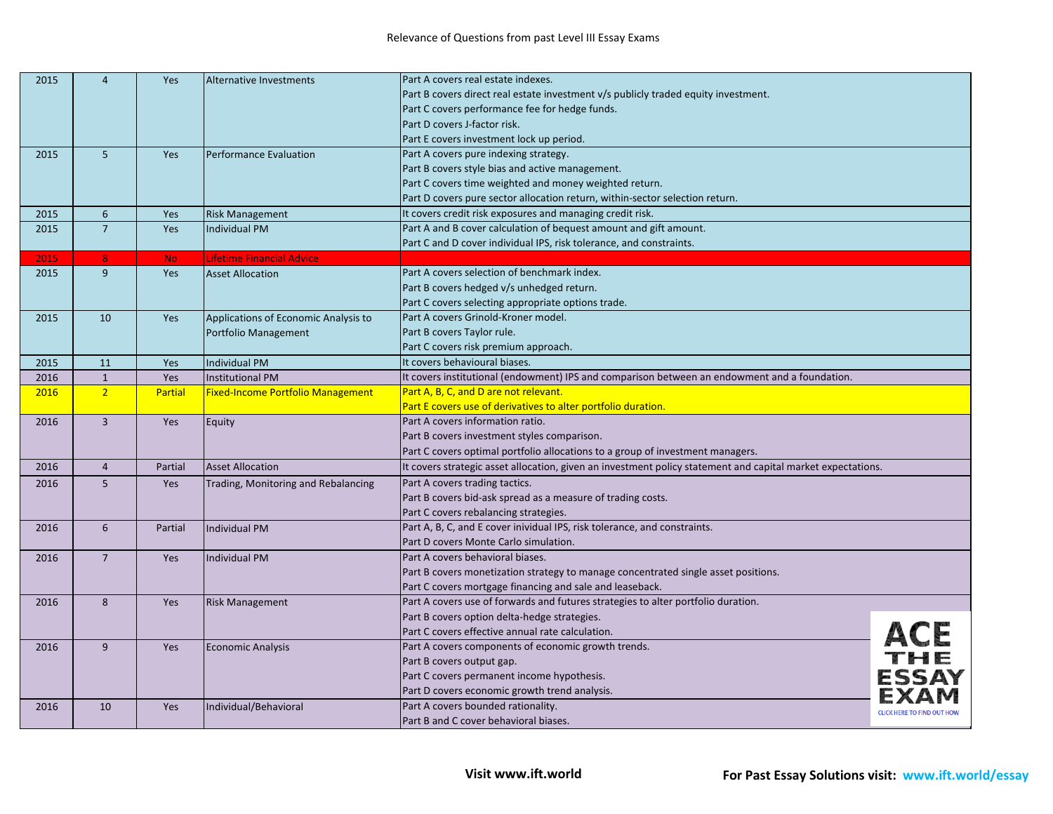Relevance of Questions from past Level III Essay Exams

| | | | | |
|---|---|---|---|---|
| 2015 | 4 | Yes | Alternative Investments | Part A covers real estate indexes.<br>Part B covers direct real estate investment v/s publicly traded equity investment.<br>Part C covers performance fee for hedge funds.<br>Part D covers J-factor risk.<br>Part E covers investment lock up period. |
| 2015 | 5 | Yes | Performance Evaluation | Part A covers pure indexing strategy.<br>Part B covers style bias and active management.<br>Part C covers time weighted and money weighted return.<br>Part D covers pure sector allocation return, within-sector selection return. |
| 2015 | 6 | Yes | Risk Management | It covers credit risk exposures and managing credit risk. |
| 2015 | 7 | Yes | Individual PM | Part A and B cover calculation of bequest amount and gift amount.<br>Part C and D cover individual IPS, risk tolerance, and constraints. |
| 2015 | 8 | No | Lifetime Financial Advice | |
| 2015 | 9 | Yes | Asset Allocation | Part A covers selection of benchmark index.<br>Part B covers hedged v/s unhedged return.<br>Part C covers selecting appropriate options trade. |
| 2015 | 10 | Yes | Applications of Economic Analysis to Portfolio Management | Part A covers Grinold-Kroner model.<br>Part B covers Taylor rule.<br>Part C covers risk premium approach. |
| 2015 | 11 | Yes | Individual PM | It covers behavioural biases. |
| 2016 | 1 | Yes | Institutional PM | It covers institutional (endowment) IPS and comparison between an endowment and a foundation. |
| 2016 | 2 | Partial | Fixed-Income Portfolio Management | Part A, B, C, and D are not relevant.<br>Part E covers use of derivatives to alter portfolio duration. |
| 2016 | 3 | Yes | Equity | Part A covers information ratio.<br>Part B covers investment styles comparison.<br>Part C covers optimal portfolio allocations to a group of investment managers. |
| 2016 | 4 | Partial | Asset Allocation | It covers strategic asset allocation, given an investment policy statement and capital market expectations. |
| 2016 | 5 | Yes | Trading, Monitoring and Rebalancing | Part A covers trading tactics.<br>Part B covers bid-ask spread as a measure of trading costs.<br>Part C covers rebalancing strategies. |
| 2016 | 6 | Partial | Individual PM | Part A, B, C, and E cover inividual IPS, risk tolerance, and constraints.<br>Part D covers Monte Carlo simulation. |
| 2016 | 7 | Yes | Individual PM | Part A covers behavioral biases.<br>Part B covers monetization strategy to manage concentrated single asset positions.<br>Part C covers mortgage financing and sale and leaseback. |
| 2016 | 8 | Yes | Risk Management | Part A covers use of forwards and futures strategies to alter portfolio duration.<br>Part B covers option delta-hedge strategies.<br>Part C covers effective annual rate calculation. |
| 2016 | 9 | Yes | Economic Analysis | Part A covers components of economic growth trends.<br>Part B covers output gap.<br>Part C covers permanent income hypothesis.<br>Part D covers economic growth trend analysis. |
| 2016 | 10 | Yes | Individual/Behavioral | Part A covers bounded rationality.<br>Part B and C cover behavioral biases. |

ACE THE ESSAY EXAM
CLICK HERE TO FIND OUT HOW

**Visit www.ift.world** **For Past Essay Solutions visit: www.ift.world/essay**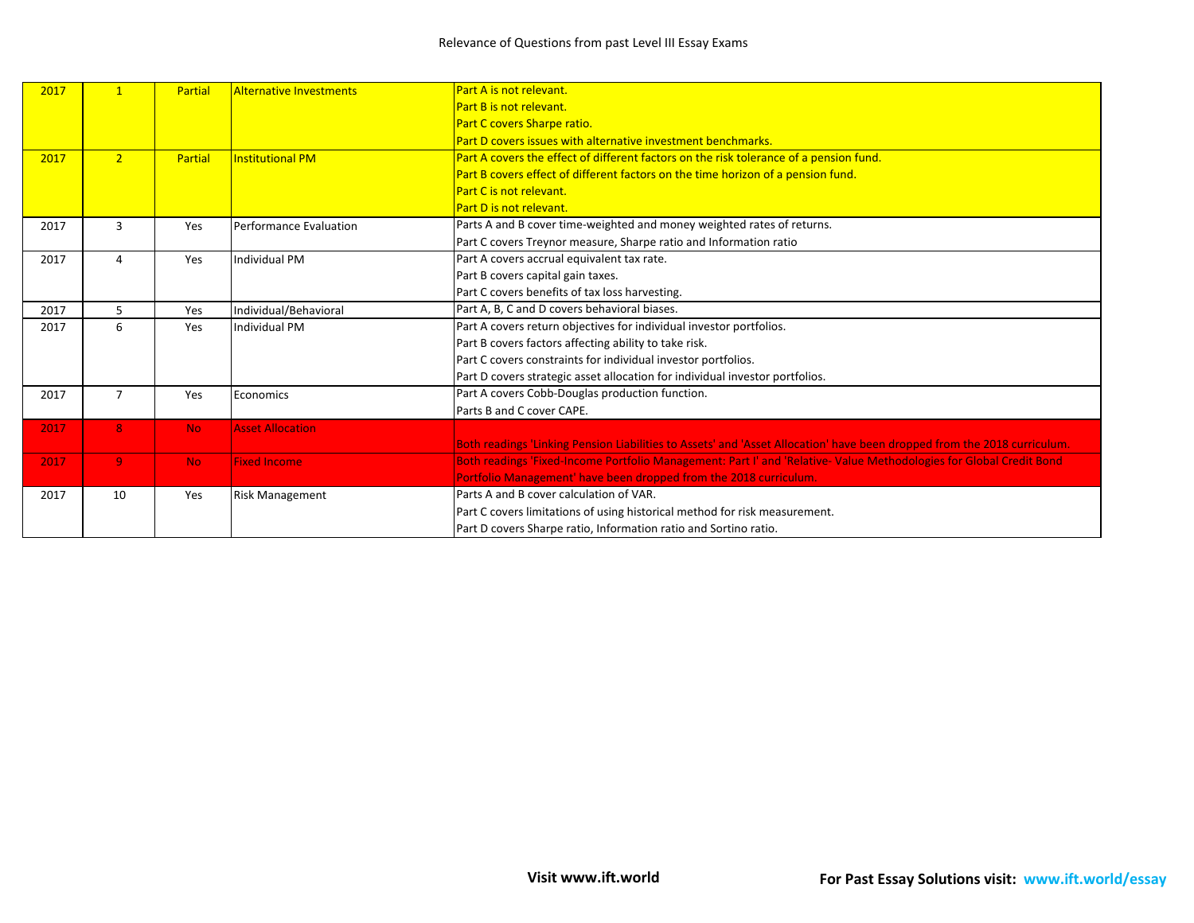Relevance of Questions from past Level III Essay Exams

| | | | | |
|---|---|---|---|---|
| 2017 | 1 | Partial | Alternative Investments | Part A is not relevant.<br>Part B is not relevant.<br>Part C covers Sharpe ratio.<br>Part D covers issues with alternative investment benchmarks. |
| 2017 | 2 | Partial | Institutional PM | Part A covers the effect of different factors on the risk tolerance of a pension fund.<br>Part B covers effect of different factors on the time horizon of a pension fund.<br>Part C is not relevant.<br>Part D is not relevant. |
| 2017 | 3 | Yes | Performance Evaluation | Parts A and B cover time-weighted and money weighted rates of returns.<br>Part C covers Treynor measure, Sharpe ratio and Information ratio |
| 2017 | 4 | Yes | Individual PM | Part A covers accrual equivalent tax rate.<br>Part B covers capital gain taxes.<br>Part C covers benefits of tax loss harvesting. |
| 2017 | 5 | Yes | Individual/Behavioral | Part A, B, C and D covers behavioral biases. |
| 2017 | 6 | Yes | Individual PM | Part A covers return objectives for individual investor portfolios.<br>Part B covers factors affecting ability to take risk.<br>Part C covers constraints for individual investor portfolios.<br>Part D covers strategic asset allocation for individual investor portfolios. |
| 2017 | 7 | Yes | Economics | Part A covers Cobb-Douglas production function.<br>Parts B and C cover CAPE. |
| 2017 | 8 | No | Asset Allocation | Both readings 'Linking Pension Liabilities to Assets' and 'Asset Allocation' have been dropped from the 2018 curriculum. |
| 2017 | 9 | No | Fixed Income | Both readings 'Fixed-Income Portfolio Management: Part I' and 'Relative- Value Methodologies for Global Credit Bond Portfolio Management' have been dropped from the 2018 curriculum. |
| 2017 | 10 | Yes | Risk Management | Parts A and B cover calculation of VAR.<br>Part C covers limitations of using historical method for risk measurement.<br>Part D covers Sharpe ratio, Information ratio and Sortino ratio. |

**Visit www.ift.world** **For Past Essay Solutions visit: www.ift.world/essay**